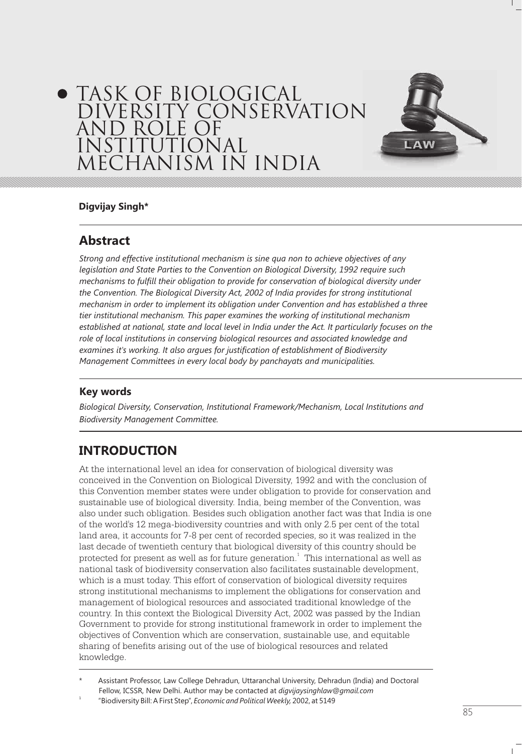# TASK OF BIOLOGICAL DIVERSITY CONSERVATION AND ROLE OF INSTITUTIONAL MECHANISM IN INDIA

**Digvijay Singh***

## Abstract

*Strong and effective institutional mechanism is sine qua non to achieve objectives of any legislation and State Parties to the Convention on Biological Diversity, 1992 require such mechanisms to fulfill their obligation to provide for conservation of biological diversity under the Convention. The Biological Diversity Act, 2002 of India provides for strong institutional mechanism in order to implement its obligation under Convention and has established a three tier institutional mechanism. This paper examines the working of institutional mechanism established at national, state and local level in India under the Act. It particularly focuses on the role of local institutions in conserving biological resources and associated knowledge and examines it's working. It also argues for justification of establishment of Biodiversity Management Committees in every local body by panchayats and municipalities.*

### Key words

*Biological Diversity, Conservation, Institutional Framework/Mechanism, Local Institutions and Biodiversity Management Committee.*

## INTRODUCTION

At the international level an idea for conservation of biological diversity was conceived in the Convention on Biological Diversity, 1992 and with the conclusion of this Convention member states were under obligation to provide for conservation and sustainable use of biological diversity. India, being member of the Convention, was also under such obligation. Besides such obligation another fact was that India is one of the world's 12 mega-biodiversity countries and with only 2.5 per cent of the total land area, it accounts for 7-8 per cent of recorded species, so it was realized in the last decade of twentieth century that biological diversity of this country should be protected for present as well as for future generation.[1] This international as well as national task of biodiversity conservation also facilitates sustainable development, which is a must today. This effort of conservation of biological diversity requires strong institutional mechanisms to implement the obligations for conservation and management of biological resources and associated traditional knowledge of the country. In this context the Biological Diversity Act, 2002 was passed by the Indian Government to provide for strong institutional framework in order to implement the objectives of Convention which are conservation, sustainable use, and equitable sharing of benefits arising out of the use of biological resources and related knowledge.

---

\* Assistant Professor, Law College Dehradun, Uttaranchal University, Dehradun (India) and Doctoral Fellow, ICSSR, New Delhi. Author may be contacted at *digvijaysinghlaw@gmail.com*

[1] "Biodiversity Bill: A First Step", *Economic and Political Weekly,* 2002, at 5149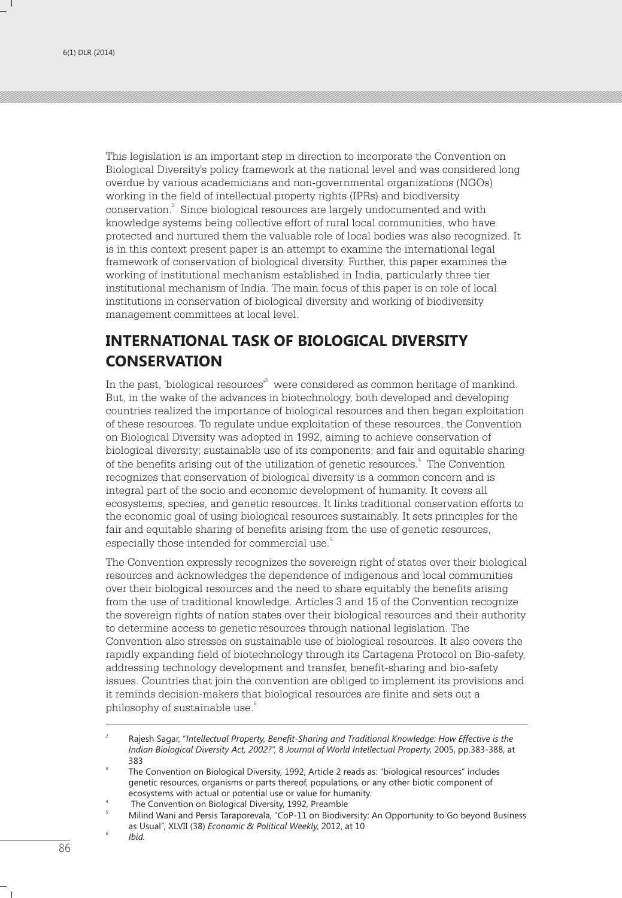This legislation is an important step in direction to incorporate the Convention on Biological Diversity's policy framework at the national level and was considered long overdue by various academicians and non-governmental organizations (NGOs) working in the field of intellectual property rights (IPRs) and biodiversity conservation.[2] Since biological resources are largely undocumented and with knowledge systems being collective effort of rural local communities, who have protected and nurtured them the valuable role of local bodies was also recognized. It is in this context present paper is an attempt to examine the international legal framework of conservation of biological diversity. Further, this paper examines the working of institutional mechanism established in India, particularly three tier institutional mechanism of India. The main focus of this paper is on role of local institutions in conservation of biological diversity and working of biodiversity management committees at local level.

## INTERNATIONAL TASK OF BIOLOGICAL DIVERSITY CONSERVATION

In the past, 'biological resources'[3] were considered as common heritage of mankind. But, in the wake of the advances in biotechnology, both developed and developing countries realized the importance of biological resources and then began exploitation of these resources. To regulate undue exploitation of these resources, the Convention on Biological Diversity was adopted in 1992, aiming to achieve conservation of biological diversity; sustainable use of its components; and fair and equitable sharing of the benefits arising out of the utilization of genetic resources.[4] The Convention recognizes that conservation of biological diversity is a common concern and is integral part of the socio and economic development of humanity. It covers all ecosystems, species, and genetic resources. It links traditional conservation efforts to the economic goal of using biological resources sustainably. It sets principles for the fair and equitable sharing of benefits arising from the use of genetic resources, especially those intended for commercial use.[5]

The Convention expressly recognizes the sovereign right of states over their biological resources and acknowledges the dependence of indigenous and local communities over their biological resources and the need to share equitably the benefits arising from the use of traditional knowledge. Articles 3 and 15 of the Convention recognize the sovereign rights of nation states over their biological resources and their authority to determine access to genetic resources through national legislation. The Convention also stresses on sustainable use of biological resources. It also covers the rapidly expanding field of biotechnology through its Cartagena Protocol on Bio-safety, addressing technology development and transfer, benefit-sharing and bio-safety issues. Countries that join the convention are obliged to implement its provisions and it reminds decision-makers that biological resources are finite and sets out a philosophy of sustainable use.[6]

---

[2] Rajesh Sagar, "*Intellectual Property, Benefit-Sharing and Traditional Knowledge: How Effective is the Indian Biological Diversity Act, 2002?*", 8 *Journal of World Intellectual Property,* 2005, pp.383-388, at 383

[3] The Convention on Biological Diversity, 1992, Article 2 reads as: "biological resources" includes genetic resources, organisms or parts thereof, populations, or any other biotic component of ecosystems with actual or potential use or value for humanity.

[4] The Convention on Biological Diversity, 1992, Preamble

[5] Milind Wani and Persis Taraporevala, "CoP-11 on Biodiversity: An Opportunity to Go beyond Business as Usual", XLVII (38) *Economic & Political Weekly,* 2012, at 10

[6] *Ibid.*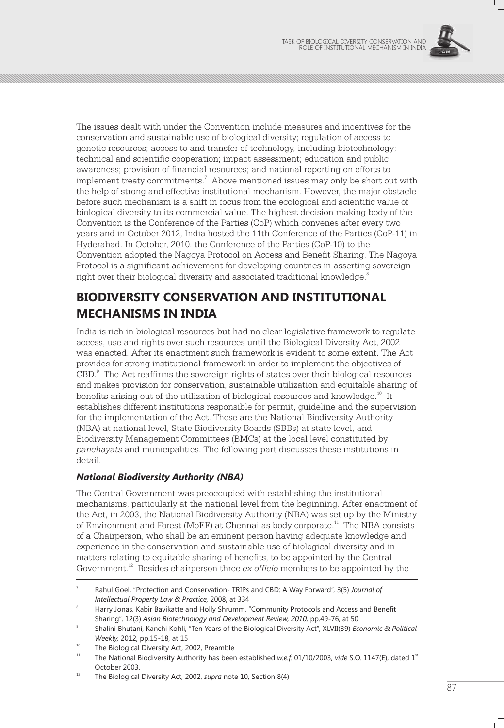The issues dealt with under the Convention include measures and incentives for the conservation and sustainable use of biological diversity; regulation of access to genetic resources; access to and transfer of technology, including biotechnology; technical and scientific cooperation; impact assessment; education and public awareness; provision of financial resources; and national reporting on efforts to implement treaty commitments.[7] Above mentioned issues may only be short out with the help of strong and effective institutional mechanism. However, the major obstacle before such mechanism is a shift in focus from the ecological and scientific value of biological diversity to its commercial value. The highest decision making body of the Convention is the Conference of the Parties (CoP) which convenes after every two years and in October 2012, India hosted the 11th Conference of the Parties (CoP-11) in Hyderabad. In October, 2010, the Conference of the Parties (CoP-10) to the Convention adopted the Nagoya Protocol on Access and Benefit Sharing. The Nagoya Protocol is a significant achievement for developing countries in asserting sovereign right over their biological diversity and associated traditional knowledge.[8]

## BIODIVERSITY CONSERVATION AND INSTITUTIONAL MECHANISMS IN INDIA

India is rich in biological resources but had no clear legislative framework to regulate access, use and rights over such resources until the Biological Diversity Act, 2002 was enacted. After its enactment such framework is evident to some extent. The Act provides for strong institutional framework in order to implement the objectives of CBD.[9] The Act reaffirms the sovereign rights of states over their biological resources and makes provision for conservation, sustainable utilization and equitable sharing of benefits arising out of the utilization of biological resources and knowledge.[10] It establishes different institutions responsible for permit, guideline and the supervision for the implementation of the Act. These are the National Biodiversity Authority (NBA) at national level, State Biodiversity Boards (SBBs) at state level, and Biodiversity Management Committees (BMCs) at the local level constituted by *panchayats* and municipalities. The following part discusses these institutions in detail.

### *National Biodiversity Authority (NBA)*

The Central Government was preoccupied with establishing the institutional mechanisms, particularly at the national level from the beginning. After enactment of the Act, in 2003, the National Biodiversity Authority (NBA) was set up by the Ministry of Environment and Forest (MoEF) at Chennai as body corporate.[11] The NBA consists of a Chairperson, who shall be an eminent person having adequate knowledge and experience in the conservation and sustainable use of biological diversity and in matters relating to equitable sharing of benefits, to be appointed by the Central Government.[12] Besides chairperson three *ex officio* members to be appointed by the

---

7. Rahul Goel, "Protection and Conservation- TRIPs and CBD: A Way Forward", 3(5) *Journal of Intellectual Property Law & Practice,* 2008, at 334
8. Harry Jonas, Kabir Bavikatte and Holly Shrumm, "Community Protocols and Access and Benefit Sharing", 12(3) *Asian Biotechnology and Development Review, 2010,* pp.49-76, at 50
9. Shalini Bhutani, Kanchi Kohli, "Ten Years of the Biological Diversity Act", XLVII(39) *Economic & Political Weekly,* 2012, pp.15-18, at 15
10. The Biological Diversity Act, 2002, Preamble
11. The National Biodiversity Authority has been established *w.e.f.* 01/10/2003, *vide* S.O. 1147(E), dated 1st October 2003.
12. The Biological Diversity Act, 2002, *supra* note 10, Section 8(4)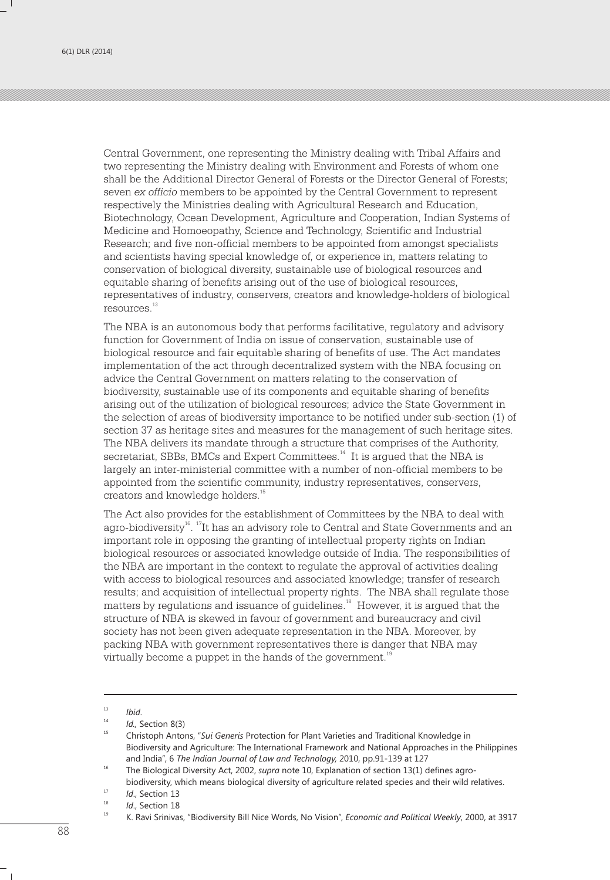Central Government, one representing the Ministry dealing with Tribal Affairs and two representing the Ministry dealing with Environment and Forests of whom one shall be the Additional Director General of Forests or the Director General of Forests; seven *ex officio* members to be appointed by the Central Government to represent respectively the Ministries dealing with Agricultural Research and Education, Biotechnology, Ocean Development, Agriculture and Cooperation, Indian Systems of Medicine and Homoeopathy, Science and Technology, Scientific and Industrial Research; and five non-official members to be appointed from amongst specialists and scientists having special knowledge of, or experience in, matters relating to conservation of biological diversity, sustainable use of biological resources and equitable sharing of benefits arising out of the use of biological resources, representatives of industry, conservers, creators and knowledge-holders of biological resources.[13]

The NBA is an autonomous body that performs facilitative, regulatory and advisory function for Government of India on issue of conservation, sustainable use of biological resource and fair equitable sharing of benefits of use. The Act mandates implementation of the act through decentralized system with the NBA focusing on advice the Central Government on matters relating to the conservation of biodiversity, sustainable use of its components and equitable sharing of benefits arising out of the utilization of biological resources; advice the State Government in the selection of areas of biodiversity importance to be notified under sub-section (1) of section 37 as heritage sites and measures for the management of such heritage sites. The NBA delivers its mandate through a structure that comprises of the Authority, secretariat, SBBs, BMCs and Expert Committees.[14] It is argued that the NBA is largely an inter-ministerial committee with a number of non-official members to be appointed from the scientific community, industry representatives, conservers, creators and knowledge holders.[15]

The Act also provides for the establishment of Committees by the NBA to deal with agro-biodiversity[16]. [17]It has an advisory role to Central and State Governments and an important role in opposing the granting of intellectual property rights on Indian biological resources or associated knowledge outside of India. The responsibilities of the NBA are important in the context to regulate the approval of activities dealing with access to biological resources and associated knowledge; transfer of research results; and acquisition of intellectual property rights. The NBA shall regulate those matters by regulations and issuance of guidelines.[18] However, it is argued that the structure of NBA is skewed in favour of government and bureaucracy and civil society has not been given adequate representation in the NBA. Moreover, by packing NBA with government representatives there is danger that NBA may virtually become a puppet in the hands of the government.[19]

---

[13] *Ibid.*

[14] *Id.,* Section 8(3)

[15] Christoph Antons, "*Sui Generis* Protection for Plant Varieties and Traditional Knowledge in Biodiversity and Agriculture: The International Framework and National Approaches in the Philippines and India", 6 *The Indian Journal of Law and Technology,* 2010, pp.91-139 at 127

[16] The Biological Diversity Act, 2002, *supra* note 10, Explanation of section 13(1) defines agro-biodiversity, which means biological diversity of agriculture related species and their wild relatives.

[17] *Id.,* Section 13

[18] *Id.,* Section 18

[19] K. Ravi Srinivas, "Biodiversity Bill Nice Words, No Vision", *Economic and Political Weekly,* 2000, at 3917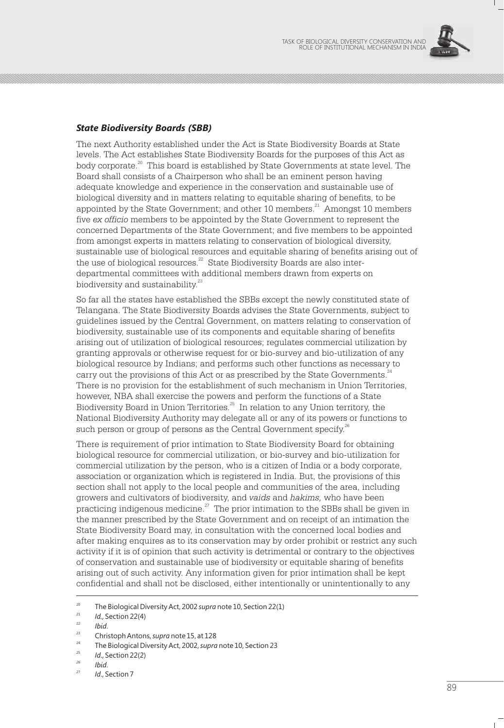### *State Biodiversity Boards (SBB)*

The next Authority established under the Act is State Biodiversity Boards at State levels. The Act establishes State Biodiversity Boards for the purposes of this Act as body corporate.[20] This board is established by State Governments at state level. The Board shall consists of a Chairperson who shall be an eminent person having adequate knowledge and experience in the conservation and sustainable use of biological diversity and in matters relating to equitable sharing of benefits, to be appointed by the State Government; and other 10 members.[21] Amongst 10 members five *ex officio* members to be appointed by the State Government to represent the concerned Departments of the State Government; and five members to be appointed from amongst experts in matters relating to conservation of biological diversity, sustainable use of biological resources and equitable sharing of benefits arising out of the use of biological resources.[22] State Biodiversity Boards are also inter-departmental committees with additional members drawn from experts on biodiversity and sustainability.[23]

So far all the states have established the SBBs except the newly constituted state of Telangana. The State Biodiversity Boards advises the State Governments, subject to guidelines issued by the Central Government, on matters relating to conservation of biodiversity, sustainable use of its components and equitable sharing of benefits arising out of utilization of biological resources; regulates commercial utilization by granting approvals or otherwise request for or bio-survey and bio-utilization of any biological resource by Indians; and performs such other functions as necessary to carry out the provisions of this Act or as prescribed by the State Governments.[24] There is no provision for the establishment of such mechanism in Union Territories, however, NBA shall exercise the powers and perform the functions of a State Biodiversity Board in Union Territories.[25] In relation to any Union territory, the National Biodiversity Authority may delegate all or any of its powers or functions to such person or group of persons as the Central Government specify.[26]

There is requirement of prior intimation to State Biodiversity Board for obtaining biological resource for commercial utilization, or bio-survey and bio-utilization for commercial utilization by the person, who is a citizen of India or a body corporate, association or organization which is registered in India. But, the provisions of this section shall not apply to the local people and communities of the area, including growers and cultivators of biodiversity, and *vaids* and *hakims,* who have been practicing indigenous medicine.[27] The prior intimation to the SBBs shall be given in the manner prescribed by the State Government and on receipt of an intimation the State Biodiversity Board may, in consultation with the concerned local bodies and after making enquires as to its conservation may by order prohibit or restrict any such activity if it is of opinion that such activity is detrimental or contrary to the objectives of conservation and sustainable use of biodiversity or equitable sharing of benefits arising out of such activity. Any information given for prior intimation shall be kept confidential and shall not be disclosed, either intentionally or unintentionally to any

---

[20] The Biological Diversity Act, 2002 *supra* note 10, Section 22(1)

[21] *Id.,* Section 22(4)

[22] *Ibid.*

[23] Christoph Antons, *supra* note 15, at 128

[24] The Biological Diversity Act, 2002, *supra* note 10, Section 23

[25] *Id.,* Section 22(2)

[26] *Ibid.*

[27] *Id.,* Section 7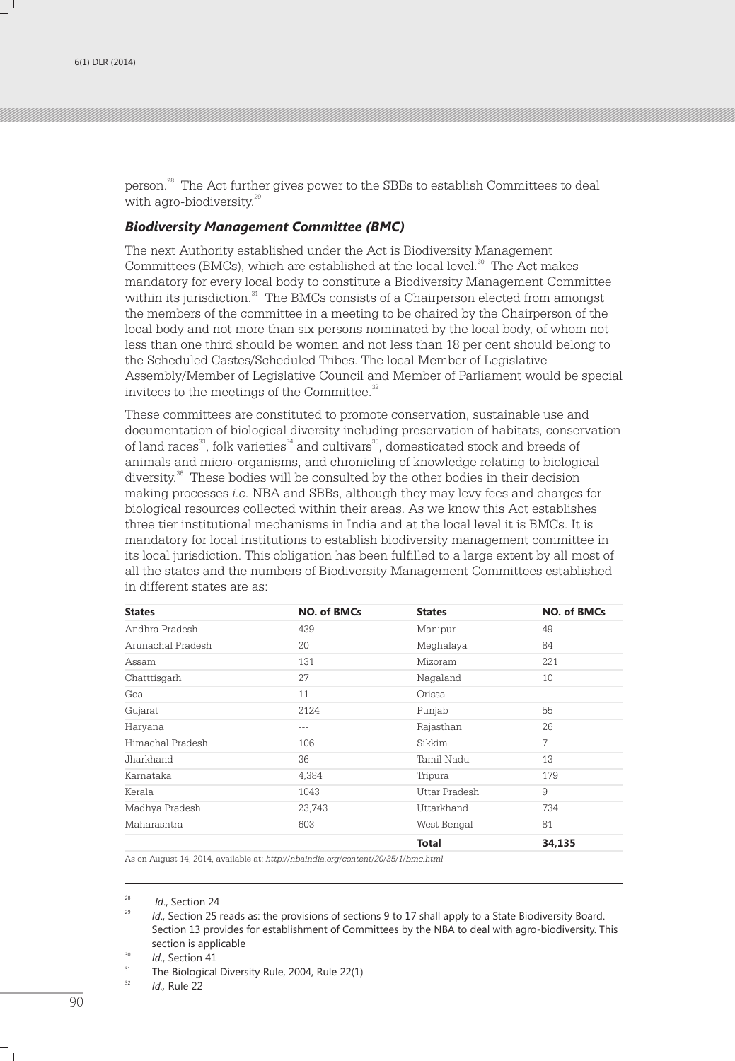person.[28] The Act further gives power to the SBBs to establish Committees to deal with agro-biodiversity.[29]

### *Biodiversity Management Committee (BMC)*

The next Authority established under the Act is Biodiversity Management Committees (BMCs), which are established at the local level.[30] The Act makes mandatory for every local body to constitute a Biodiversity Management Committee within its jurisdiction.[31] The BMCs consists of a Chairperson elected from amongst the members of the committee in a meeting to be chaired by the Chairperson of the local body and not more than six persons nominated by the local body, of whom not less than one third should be women and not less than 18 per cent should belong to the Scheduled Castes/Scheduled Tribes. The local Member of Legislative Assembly/Member of Legislative Council and Member of Parliament would be special invitees to the meetings of the Committee.[32]

These committees are constituted to promote conservation, sustainable use and documentation of biological diversity including preservation of habitats, conservation of land races[33], folk varieties[34] and cultivars[35], domesticated stock and breeds of animals and micro-organisms, and chronicling of knowledge relating to biological diversity.[36] These bodies will be consulted by the other bodies in their decision making processes *i.e.* NBA and SBBs, although they may levy fees and charges for biological resources collected within their areas. As we know this Act establishes three tier institutional mechanisms in India and at the local level it is BMCs. It is mandatory for local institutions to establish biodiversity management committee in its local jurisdiction. This obligation has been fulfilled to a large extent by all most of all the states and the numbers of Biodiversity Management Committees established in different states are as:

| States | NO. of BMCs | States | NO. of BMCs |
|---|---|---|---|
| Andhra Pradesh | 439 | Manipur | 49 |
| Arunachal Pradesh | 20 | Meghalaya | 84 |
| Assam | 131 | Mizoram | 221 |
| Chatttisgarh | 27 | Nagaland | 10 |
| Goa | 11 | Orissa | --- |
| Gujarat | 2124 | Punjab | 55 |
| Haryana | --- | Rajasthan | 26 |
| Himachal Pradesh | 106 | Sikkim | 7 |
| Jharkhand | 36 | Tamil Nadu | 13 |
| Karnataka | 4,384 | Tripura | 179 |
| Kerala | 1043 | Uttar Pradesh | 9 |
| Madhya Pradesh | 23,743 | Uttarkhand | 734 |
| Maharashtra | 603 | West Bengal | 81 |
| | | **Total** | **34,135** |

As on August 14, 2014, available at: *http://nbaindia.org/content/20/35/1/bmc.html*

---

[28] *Id*., Section 24

[29] *Id*., Section 25 reads as: the provisions of sections 9 to 17 shall apply to a State Biodiversity Board. Section 13 provides for establishment of Committees by the NBA to deal with agro-biodiversity. This section is applicable

[30] *Id*., Section 41

[31] The Biological Diversity Rule, 2004, Rule 22(1)

[32] *Id.,* Rule 22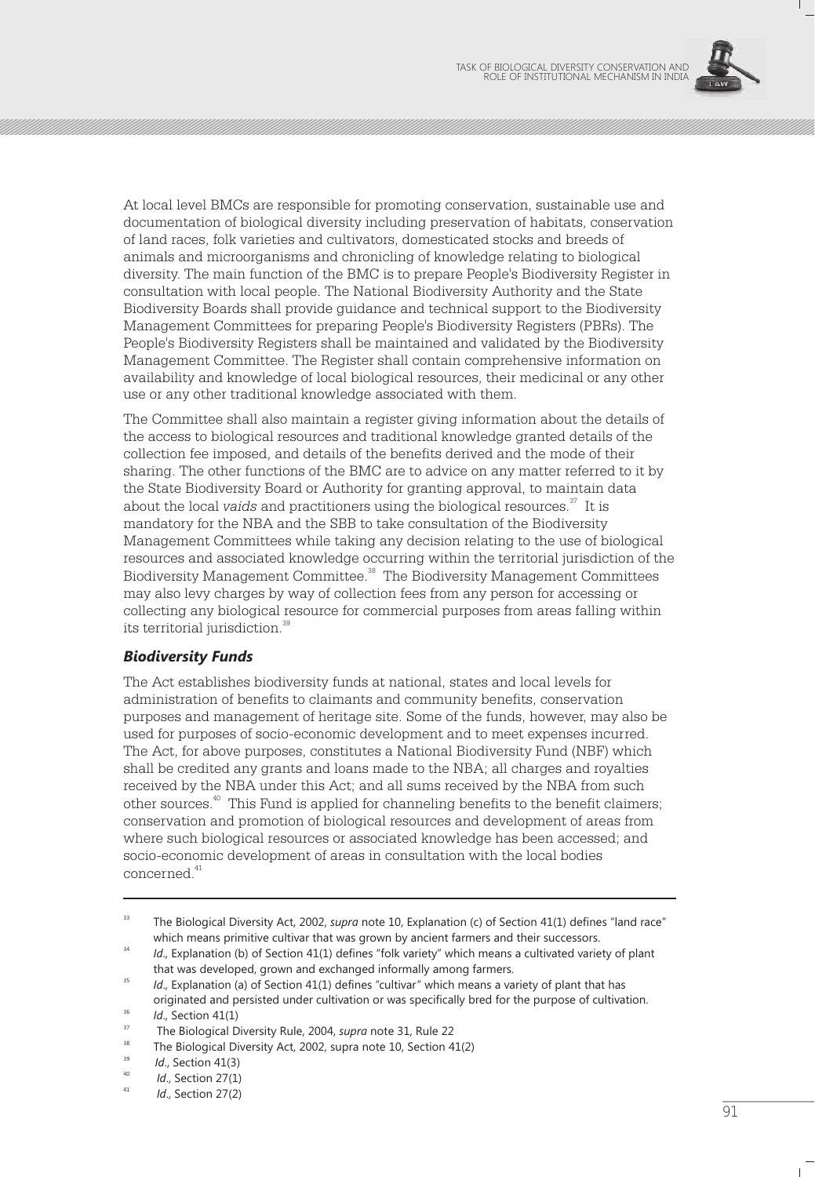At local level BMCs are responsible for promoting conservation, sustainable use and documentation of biological diversity including preservation of habitats, conservation of land races, folk varieties and cultivators, domesticated stocks and breeds of animals and microorganisms and chronicling of knowledge relating to biological diversity. The main function of the BMC is to prepare People's Biodiversity Register in consultation with local people. The National Biodiversity Authority and the State Biodiversity Boards shall provide guidance and technical support to the Biodiversity Management Committees for preparing People's Biodiversity Registers (PBRs). The People's Biodiversity Registers shall be maintained and validated by the Biodiversity Management Committee. The Register shall contain comprehensive information on availability and knowledge of local biological resources, their medicinal or any other use or any other traditional knowledge associated with them.

The Committee shall also maintain a register giving information about the details of the access to biological resources and traditional knowledge granted details of the collection fee imposed, and details of the benefits derived and the mode of their sharing. The other functions of the BMC are to advice on any matter referred to it by the State Biodiversity Board or Authority for granting approval, to maintain data about the local *vaids* and practitioners using the biological resources.[37] It is mandatory for the NBA and the SBB to take consultation of the Biodiversity Management Committees while taking any decision relating to the use of biological resources and associated knowledge occurring within the territorial jurisdiction of the Biodiversity Management Committee.[38] The Biodiversity Management Committees may also levy charges by way of collection fees from any person for accessing or collecting any biological resource for commercial purposes from areas falling within its territorial jurisdiction.[39]

### *Biodiversity Funds*

The Act establishes biodiversity funds at national, states and local levels for administration of benefits to claimants and community benefits, conservation purposes and management of heritage site. Some of the funds, however, may also be used for purposes of socio-economic development and to meet expenses incurred. The Act, for above purposes, constitutes a National Biodiversity Fund (NBF) which shall be credited any grants and loans made to the NBA; all charges and royalties received by the NBA under this Act; and all sums received by the NBA from such other sources.[40] This Fund is applied for channeling benefits to the benefit claimers; conservation and promotion of biological resources and development of areas from where such biological resources or associated knowledge has been accessed; and socio-economic development of areas in consultation with the local bodies concerned.[41]

---

[33] The Biological Diversity Act, 2002, *supra* note 10, Explanation (c) of Section 41(1) defines "land race" which means primitive cultivar that was grown by ancient farmers and their successors.

[34] *Id.*, Explanation (b) of Section 41(1) defines "folk variety" which means a cultivated variety of plant that was developed, grown and exchanged informally among farmers.

[35] *Id.*, Explanation (a) of Section 41(1) defines "cultivar" which means a variety of plant that has originated and persisted under cultivation or was specifically bred for the purpose of cultivation.

[36] *Id.*, Section 41(1)

[37] The Biological Diversity Rule, 2004, *supra* note 31, Rule 22

[38] The Biological Diversity Act, 2002, supra note 10, Section 41(2)

[39] *Id.*, Section 41(3)

[40] *Id.*, Section 27(1)

[41] *Id.*, Section 27(2)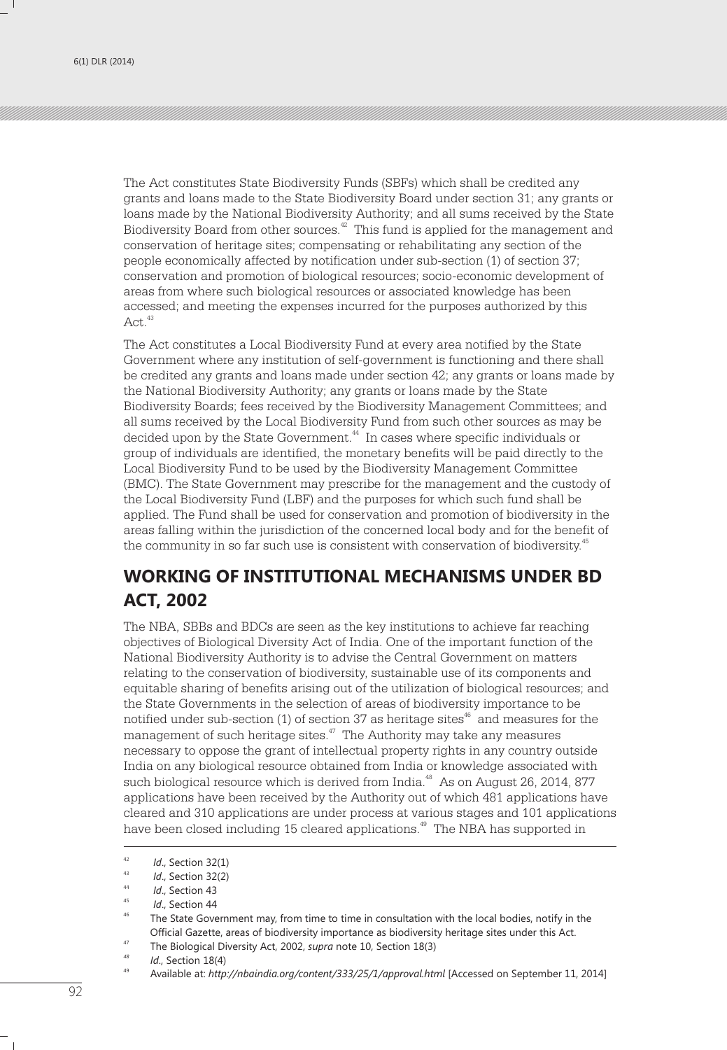The Act constitutes State Biodiversity Funds (SBFs) which shall be credited any grants and loans made to the State Biodiversity Board under section 31; any grants or loans made by the National Biodiversity Authority; and all sums received by the State Biodiversity Board from other sources.[42] This fund is applied for the management and conservation of heritage sites; compensating or rehabilitating any section of the people economically affected by notification under sub-section (1) of section 37; conservation and promotion of biological resources; socio-economic development of areas from where such biological resources or associated knowledge has been accessed; and meeting the expenses incurred for the purposes authorized by this Act.[43]

The Act constitutes a Local Biodiversity Fund at every area notified by the State Government where any institution of self-government is functioning and there shall be credited any grants and loans made under section 42; any grants or loans made by the National Biodiversity Authority; any grants or loans made by the State Biodiversity Boards; fees received by the Biodiversity Management Committees; and all sums received by the Local Biodiversity Fund from such other sources as may be decided upon by the State Government.[44] In cases where specific individuals or group of individuals are identified, the monetary benefits will be paid directly to the Local Biodiversity Fund to be used by the Biodiversity Management Committee (BMC). The State Government may prescribe for the management and the custody of the Local Biodiversity Fund (LBF) and the purposes for which such fund shall be applied. The Fund shall be used for conservation and promotion of biodiversity in the areas falling within the jurisdiction of the concerned local body and for the benefit of the community in so far such use is consistent with conservation of biodiversity.[45]

## WORKING OF INSTITUTIONAL MECHANISMS UNDER BD ACT, 2002

The NBA, SBBs and BDCs are seen as the key institutions to achieve far reaching objectives of Biological Diversity Act of India. One of the important function of the National Biodiversity Authority is to advise the Central Government on matters relating to the conservation of biodiversity, sustainable use of its components and equitable sharing of benefits arising out of the utilization of biological resources; and the State Governments in the selection of areas of biodiversity importance to be notified under sub-section (1) of section 37 as heritage sites[46] and measures for the management of such heritage sites.[47] The Authority may take any measures necessary to oppose the grant of intellectual property rights in any country outside India on any biological resource obtained from India or knowledge associated with such biological resource which is derived from India.[48] As on August 26, 2014, 877 applications have been received by the Authority out of which 481 applications have cleared and 310 applications are under process at various stages and 101 applications have been closed including 15 cleared applications.[49] The NBA has supported in

---

[42] *Id*., Section 32(1)

[43] *Id*., Section 32(2)

[44] *Id*., Section 43

[45] *Id*., Section 44

[46] The State Government may, from time to time in consultation with the local bodies, notify in the Official Gazette, areas of biodiversity importance as biodiversity heritage sites under this Act.

[47] The Biological Diversity Act, 2002, *supra* note 10, Section 18(3)

[48] *Id*., Section 18(4)

[49] Available at: *http://nbaindia.org/content/333/25/1/approval.html* [Accessed on September 11, 2014]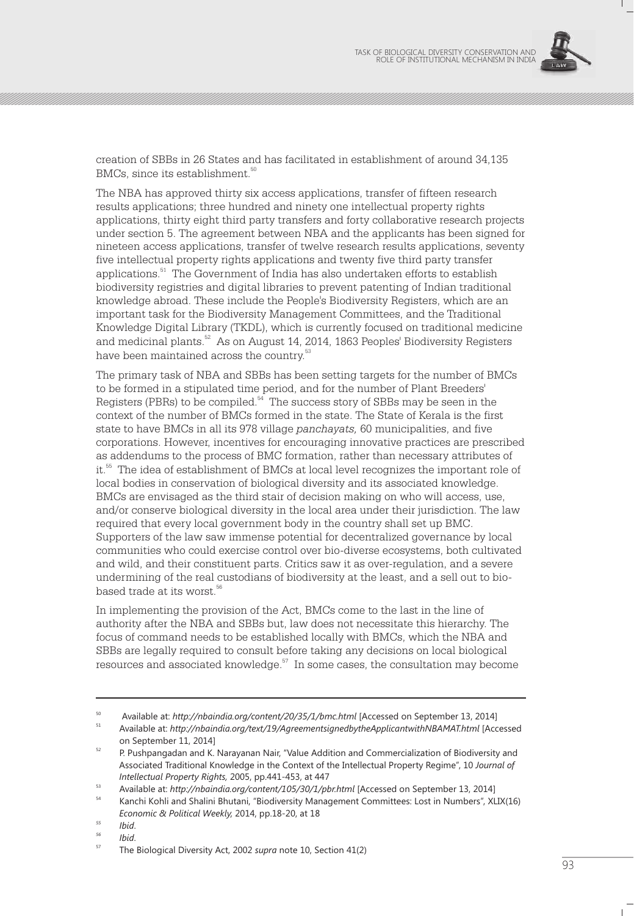creation of SBBs in 26 States and has facilitated in establishment of around 34,135 BMCs, since its establishment.[50]

The NBA has approved thirty six access applications, transfer of fifteen research results applications; three hundred and ninety one intellectual property rights applications, thirty eight third party transfers and forty collaborative research projects under section 5. The agreement between NBA and the applicants has been signed for nineteen access applications, transfer of twelve research results applications, seventy five intellectual property rights applications and twenty five third party transfer applications.[51] The Government of India has also undertaken efforts to establish biodiversity registries and digital libraries to prevent patenting of Indian traditional knowledge abroad. These include the People's Biodiversity Registers, which are an important task for the Biodiversity Management Committees, and the Traditional Knowledge Digital Library (TKDL), which is currently focused on traditional medicine and medicinal plants.[52] As on August 14, 2014, 1863 Peoples' Biodiversity Registers have been maintained across the country.[53]

The primary task of NBA and SBBs has been setting targets for the number of BMCs to be formed in a stipulated time period, and for the number of Plant Breeders' Registers (PBRs) to be compiled.[54] The success story of SBBs may be seen in the context of the number of BMCs formed in the state. The State of Kerala is the first state to have BMCs in all its 978 village *panchayats,* 60 municipalities, and five corporations. However, incentives for encouraging innovative practices are prescribed as addendums to the process of BMC formation, rather than necessary attributes of it.[55] The idea of establishment of BMCs at local level recognizes the important role of local bodies in conservation of biological diversity and its associated knowledge. BMCs are envisaged as the third stair of decision making on who will access, use, and/or conserve biological diversity in the local area under their jurisdiction. The law required that every local government body in the country shall set up BMC. Supporters of the law saw immense potential for decentralized governance by local communities who could exercise control over bio-diverse ecosystems, both cultivated and wild, and their constituent parts. Critics saw it as over-regulation, and a severe undermining of the real custodians of biodiversity at the least, and a sell out to bio-based trade at its worst.[56]

In implementing the provision of the Act, BMCs come to the last in the line of authority after the NBA and SBBs but, law does not necessitate this hierarchy. The focus of command needs to be established locally with BMCs, which the NBA and SBBs are legally required to consult before taking any decisions on local biological resources and associated knowledge.[57] In some cases, the consultation may become

---

[50] Available at: *http://nbaindia.org/content/20/35/1/bmc.html* [Accessed on September 13, 2014]

[51] Available at: *http://nbaindia.org/text/19/AgreementsignedbytheApplicantwithNBAMAT.html* [Accessed on September 11, 2014]

[52] P. Pushpangadan and K. Narayanan Nair, "Value Addition and Commercialization of Biodiversity and Associated Traditional Knowledge in the Context of the Intellectual Property Regime", 10 *Journal of Intellectual Property Rights,* 2005, pp.441-453, at 447

[53] Available at: *http://nbaindia.org/content/105/30/1/pbr.html* [Accessed on September 13, 2014]

[54] Kanchi Kohli and Shalini Bhutani, "Biodiversity Management Committees: Lost in Numbers", XLIX(16) *Economic & Political Weekly,* 2014, pp.18-20, at 18

[55] *Ibid.*

[56] *Ibid.*

[57] The Biological Diversity Act, 2002 *supra* note 10, Section 41(2)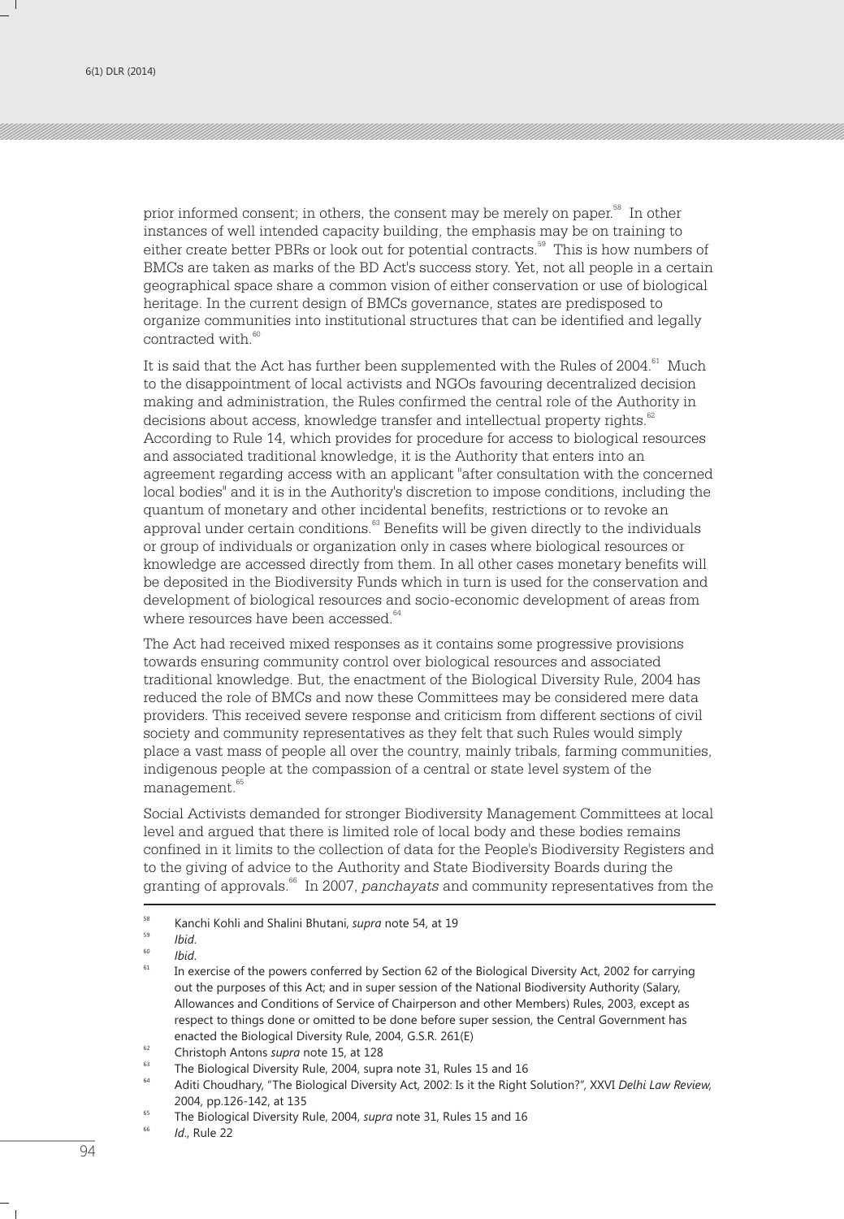prior informed consent; in others, the consent may be merely on paper.[58] In other instances of well intended capacity building, the emphasis may be on training to either create better PBRs or look out for potential contracts.[59] This is how numbers of BMCs are taken as marks of the BD Act's success story. Yet, not all people in a certain geographical space share a common vision of either conservation or use of biological heritage. In the current design of BMCs governance, states are predisposed to organize communities into institutional structures that can be identified and legally contracted with.[60]

It is said that the Act has further been supplemented with the Rules of 2004.[61] Much to the disappointment of local activists and NGOs favouring decentralized decision making and administration, the Rules confirmed the central role of the Authority in decisions about access, knowledge transfer and intellectual property rights.[62] According to Rule 14, which provides for procedure for access to biological resources and associated traditional knowledge, it is the Authority that enters into an agreement regarding access with an applicant "after consultation with the concerned local bodies" and it is in the Authority's discretion to impose conditions, including the quantum of monetary and other incidental benefits, restrictions or to revoke an approval under certain conditions.[63] Benefits will be given directly to the individuals or group of individuals or organization only in cases where biological resources or knowledge are accessed directly from them. In all other cases monetary benefits will be deposited in the Biodiversity Funds which in turn is used for the conservation and development of biological resources and socio-economic development of areas from where resources have been accessed.[64]

The Act had received mixed responses as it contains some progressive provisions towards ensuring community control over biological resources and associated traditional knowledge. But, the enactment of the Biological Diversity Rule, 2004 has reduced the role of BMCs and now these Committees may be considered mere data providers. This received severe response and criticism from different sections of civil society and community representatives as they felt that such Rules would simply place a vast mass of people all over the country, mainly tribals, farming communities, indigenous people at the compassion of a central or state level system of the management.[65]

Social Activists demanded for stronger Biodiversity Management Committees at local level and argued that there is limited role of local body and these bodies remains confined in it limits to the collection of data for the People's Biodiversity Registers and to the giving of advice to the Authority and State Biodiversity Boards during the granting of approvals.[66] In 2007, *panchayats* and community representatives from the

---

[58] Kanchi Kohli and Shalini Bhutani, *supra* note 54, at 19

[59] *Ibid*.

[60] *Ibid*.

[61] In exercise of the powers conferred by Section 62 of the Biological Diversity Act, 2002 for carrying out the purposes of this Act; and in super session of the National Biodiversity Authority (Salary, Allowances and Conditions of Service of Chairperson and other Members) Rules, 2003, except as respect to things done or omitted to be done before super session, the Central Government has enacted the Biological Diversity Rule, 2004, G.S.R. 261(E)

[62] Christoph Antons *supra* note 15, at 128

[63] The Biological Diversity Rule, 2004, supra note 31, Rules 15 and 16

[64] Aditi Choudhary, "The Biological Diversity Act, 2002: Is it the Right Solution?", XXVI *Delhi Law Review,* 2004, pp.126-142, at 135

[65] The Biological Diversity Rule, 2004, *supra* note 31, Rules 15 and 16

[66] *Id*., Rule 22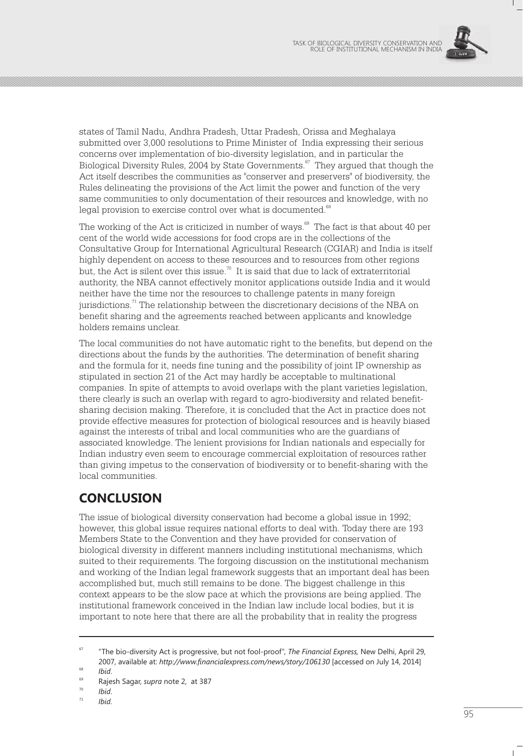states of Tamil Nadu, Andhra Pradesh, Uttar Pradesh, Orissa and Meghalaya submitted over 3,000 resolutions to Prime Minister of India expressing their serious concerns over implementation of bio-diversity legislation, and in particular the Biological Diversity Rules, 2004 by State Governments.[67] They argued that though the Act itself describes the communities as "conserver and preservers" of biodiversity, the Rules delineating the provisions of the Act limit the power and function of the very same communities to only documentation of their resources and knowledge, with no legal provision to exercise control over what is documented.[68]

The working of the Act is criticized in number of ways.[69] The fact is that about 40 per cent of the world wide accessions for food crops are in the collections of the Consultative Group for International Agricultural Research (CGIAR) and India is itself highly dependent on access to these resources and to resources from other regions but, the Act is silent over this issue.[70] It is said that due to lack of extraterritorial authority, the NBA cannot effectively monitor applications outside India and it would neither have the time nor the resources to challenge patents in many foreign jurisdictions.[71] The relationship between the discretionary decisions of the NBA on benefit sharing and the agreements reached between applicants and knowledge holders remains unclear.

The local communities do not have automatic right to the benefits, but depend on the directions about the funds by the authorities. The determination of benefit sharing and the formula for it, needs fine tuning and the possibility of joint IP ownership as stipulated in section 21 of the Act may hardly be acceptable to multinational companies. In spite of attempts to avoid overlaps with the plant varieties legislation, there clearly is such an overlap with regard to agro-biodiversity and related benefit-sharing decision making. Therefore, it is concluded that the Act in practice does not provide effective measures for protection of biological resources and is heavily biased against the interests of tribal and local communities who are the guardians of associated knowledge. The lenient provisions for Indian nationals and especially for Indian industry even seem to encourage commercial exploitation of resources rather than giving impetus to the conservation of biodiversity or to benefit-sharing with the local communities.

## CONCLUSION

The issue of biological diversity conservation had become a global issue in 1992; however, this global issue requires national efforts to deal with. Today there are 193 Members State to the Convention and they have provided for conservation of biological diversity in different manners including institutional mechanisms, which suited to their requirements. The forgoing discussion on the institutional mechanism and working of the Indian legal framework suggests that an important deal has been accomplished but, much still remains to be done. The biggest challenge in this context appears to be the slow pace at which the provisions are being applied. The institutional framework conceived in the Indian law include local bodies, but it is important to note here that there are all the probability that in reality the progress

---

[67] "The bio-diversity Act is progressive, but not fool-proof", *The Financial Express,* New Delhi, April 29, 2007, available at: *http://www.financialexpress.com/news/story/106130* [accessed on July 14, 2014]

[68] *Ibid.*

[69] Rajesh Sagar, *supra* note 2, at 387

[70] *Ibid.*

[71] *Ibid.*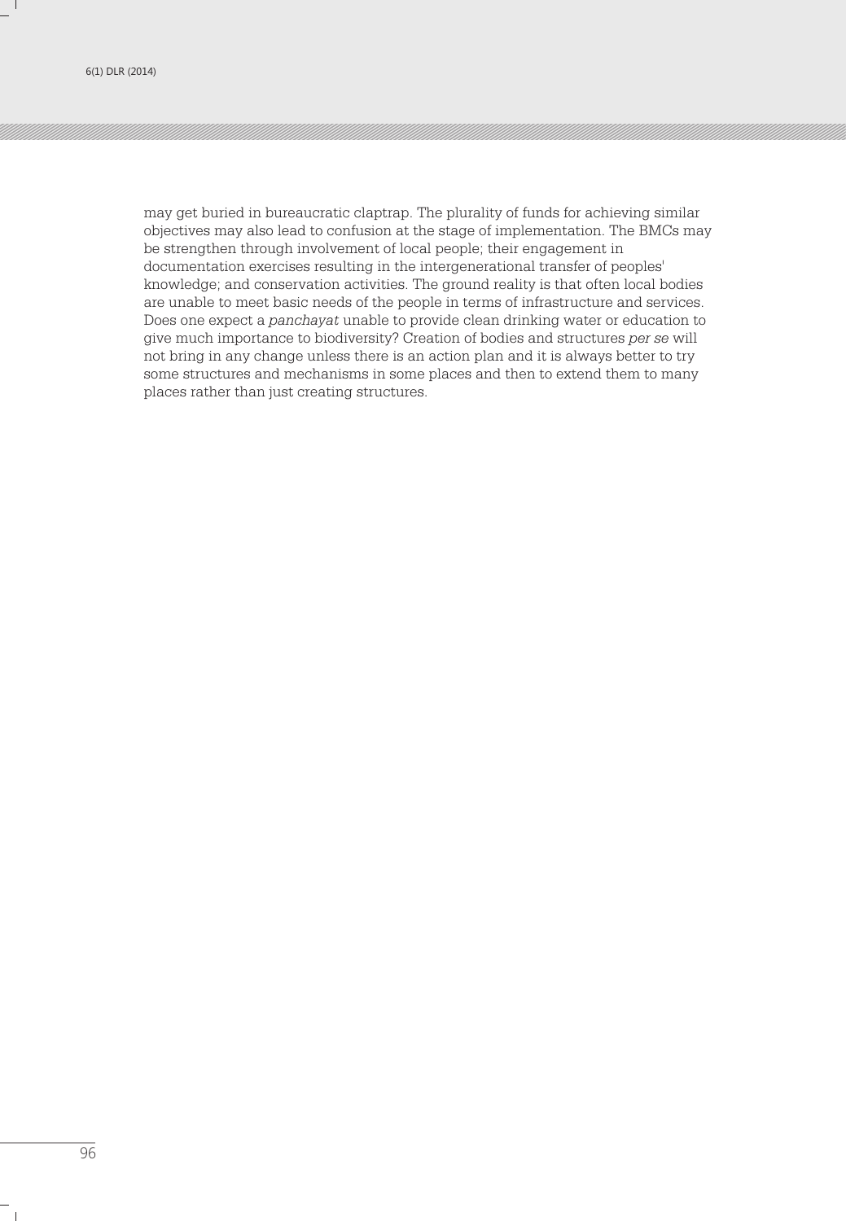may get buried in bureaucratic claptrap. The plurality of funds for achieving similar objectives may also lead to confusion at the stage of implementation. The BMCs may be strengthen through involvement of local people; their engagement in documentation exercises resulting in the intergenerational transfer of peoples' knowledge; and conservation activities. The ground reality is that often local bodies are unable to meet basic needs of the people in terms of infrastructure and services. Does one expect a *panchayat* unable to provide clean drinking water or education to give much importance to biodiversity? Creation of bodies and structures *per se* will not bring in any change unless there is an action plan and it is always better to try some structures and mechanisms in some places and then to extend them to many places rather than just creating structures.